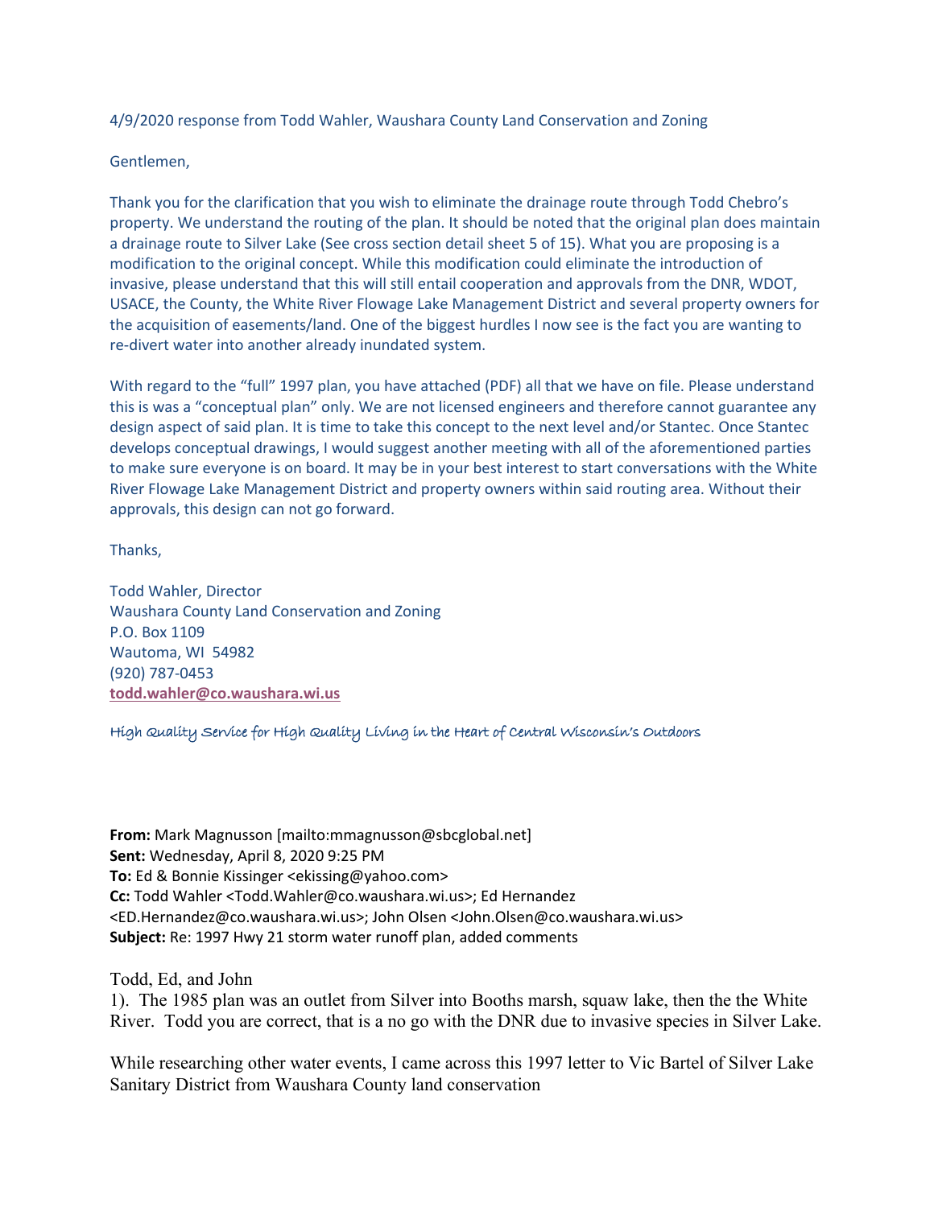4/9/2020 response from Todd Wahler, Waushara County Land Conservation and Zoning

Gentlemen,

Thank you for the clarification that you wish to eliminate the drainage route through Todd Chebro's property. We understand the routing of the plan. It should be noted that the original plan does maintain a drainage route to Silver Lake (See cross section detail sheet 5 of 15). What you are proposing is a modification to the original concept. While this modification could eliminate the introduction of invasive, please understand that this will still entail cooperation and approvals from the DNR, WDOT, USACE, the County, the White River Flowage Lake Management District and several property owners for the acquisition of easements/land. One of the biggest hurdles I now see is the fact you are wanting to re-divert water into another already inundated system.

With regard to the "full" 1997 plan, you have attached (PDF) all that we have on file. Please understand this is was a "conceptual plan" only. We are not licensed engineers and therefore cannot guarantee any design aspect of said plan. It is time to take this concept to the next level and/or Stantec. Once Stantec develops conceptual drawings, I would suggest another meeting with all of the aforementioned parties to make sure everyone is on board. It may be in your best interest to start conversations with the White River Flowage Lake Management District and property owners within said routing area. Without their approvals, this design can not go forward.

Thanks,

Todd Wahler, Director
Waushara County Land Conservation and Zoning
P.O. Box 1109
Wautoma, WI 54982
(920) 787-0453
**todd.wahler@co.waushara.wi.us**

*High Quality Service for High Quality Living in the Heart of Central Wisconsin's Outdoors*

**From:** Mark Magnusson [mailto:mmagnusson@sbcglobal.net]
**Sent:** Wednesday, April 8, 2020 9:25 PM
**To:** Ed & Bonnie Kissinger <ekissing@yahoo.com>
**Cc:** Todd Wahler <Todd.Wahler@co.waushara.wi.us>; Ed Hernandez <ED.Hernandez@co.waushara.wi.us>; John Olsen <John.Olsen@co.waushara.wi.us>
**Subject:** Re: 1997 Hwy 21 storm water runoff plan, added comments

Todd, Ed, and John

1). The 1985 plan was an outlet from Silver into Booths marsh, squaw lake, then the the White River. Todd you are correct, that is a no go with the DNR due to invasive species in Silver Lake.

While researching other water events, I came across this 1997 letter to Vic Bartel of Silver Lake Sanitary District from Waushara County land conservation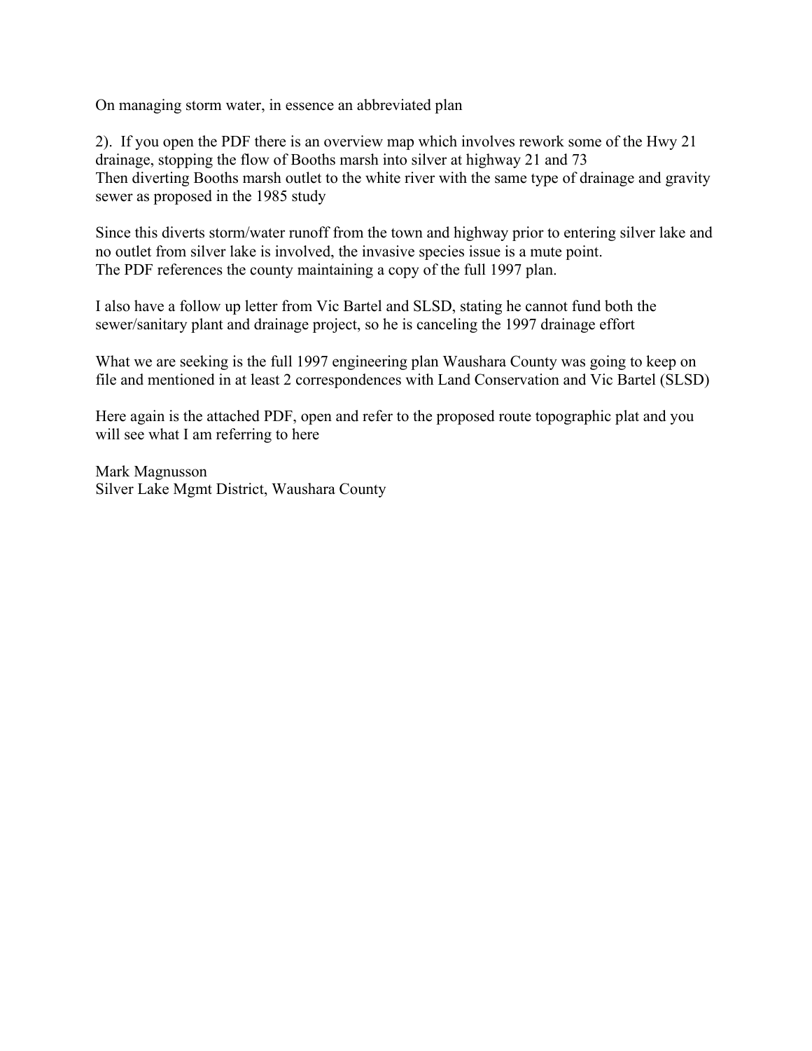On managing storm water, in essence an abbreviated plan

2). If you open the PDF there is an overview map which involves rework some of the Hwy 21 drainage, stopping the flow of Booths marsh into silver at highway 21 and 73
Then diverting Booths marsh outlet to the white river with the same type of drainage and gravity sewer as proposed in the 1985 study

Since this diverts storm/water runoff from the town and highway prior to entering silver lake and no outlet from silver lake is involved, the invasive species issue is a mute point.
The PDF references the county maintaining a copy of the full 1997 plan.

I also have a follow up letter from Vic Bartel and SLSD, stating he cannot fund both the sewer/sanitary plant and drainage project, so he is canceling the 1997 drainage effort

What we are seeking is the full 1997 engineering plan Waushara County was going to keep on file and mentioned in at least 2 correspondences with Land Conservation and Vic Bartel (SLSD)

Here again is the attached PDF, open and refer to the proposed route topographic plat and you will see what I am referring to here

Mark Magnusson
Silver Lake Mgmt District, Waushara County